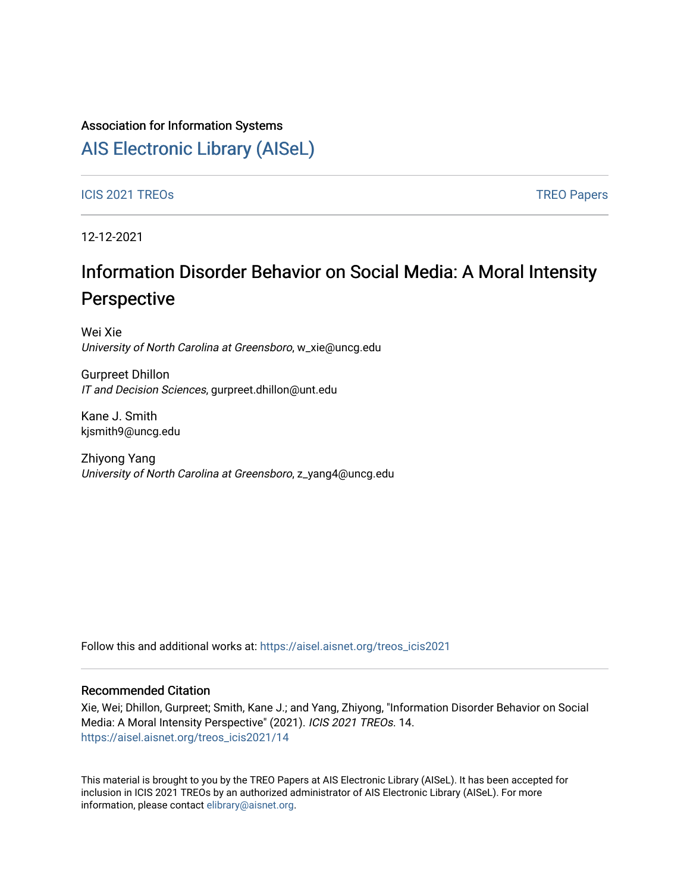Association for Information Systems

# AIS Electronic Library (AISeL)

ICIS 2021 TREOs

TREO Papers

12-12-2021

# Information Disorder Behavior on Social Media: A Moral Intensity Perspective

Wei Xie
*University of North Carolina at Greensboro*, w_xie@uncg.edu

Gurpreet Dhillon
*IT and Decision Sciences*, gurpreet.dhillon@unt.edu

Kane J. Smith
kjsmith9@uncg.edu

Zhiyong Yang
*University of North Carolina at Greensboro*, z_yang4@uncg.edu

Follow this and additional works at: https://aisel.aisnet.org/treos_icis2021

## Recommended Citation

Xie, Wei; Dhillon, Gurpreet; Smith, Kane J.; and Yang, Zhiyong, "Information Disorder Behavior on Social Media: A Moral Intensity Perspective" (2021). *ICIS 2021 TREOs*. 14.
https://aisel.aisnet.org/treos_icis2021/14

This material is brought to you by the TREO Papers at AIS Electronic Library (AISeL). It has been accepted for inclusion in ICIS 2021 TREOs by an authorized administrator of AIS Electronic Library (AISeL). For more information, please contact elibrary@aisnet.org.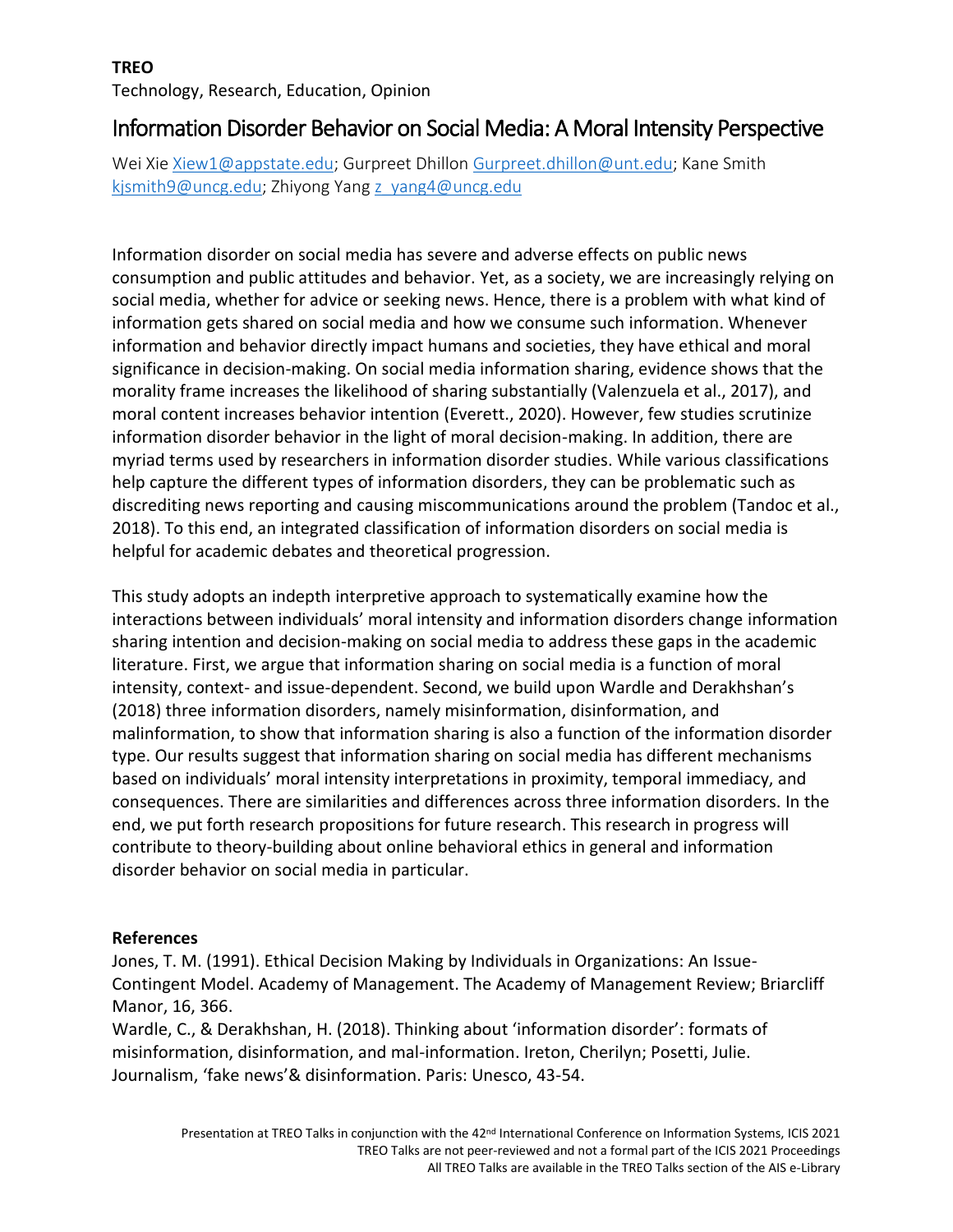**TREO**

Technology, Research, Education, Opinion

# Information Disorder Behavior on Social Media: A Moral Intensity Perspective

Wei Xie Xiew1@appstate.edu; Gurpreet Dhillon Gurpreet.dhillon@unt.edu; Kane Smith kjsmith9@uncg.edu; Zhiyong Yang z_yang4@uncg.edu

Information disorder on social media has severe and adverse effects on public news consumption and public attitudes and behavior. Yet, as a society, we are increasingly relying on social media, whether for advice or seeking news. Hence, there is a problem with what kind of information gets shared on social media and how we consume such information. Whenever information and behavior directly impact humans and societies, they have ethical and moral significance in decision-making. On social media information sharing, evidence shows that the morality frame increases the likelihood of sharing substantially (Valenzuela et al., 2017), and moral content increases behavior intention (Everett., 2020). However, few studies scrutinize information disorder behavior in the light of moral decision-making. In addition, there are myriad terms used by researchers in information disorder studies. While various classifications help capture the different types of information disorders, they can be problematic such as discrediting news reporting and causing miscommunications around the problem (Tandoc et al., 2018). To this end, an integrated classification of information disorders on social media is helpful for academic debates and theoretical progression.

This study adopts an indepth interpretive approach to systematically examine how the interactions between individuals' moral intensity and information disorders change information sharing intention and decision-making on social media to address these gaps in the academic literature. First, we argue that information sharing on social media is a function of moral intensity, context- and issue-dependent. Second, we build upon Wardle and Derakhshan's (2018) three information disorders, namely misinformation, disinformation, and malinformation, to show that information sharing is also a function of the information disorder type. Our results suggest that information sharing on social media has different mechanisms based on individuals' moral intensity interpretations in proximity, temporal immediacy, and consequences. There are similarities and differences across three information disorders. In the end, we put forth research propositions for future research. This research in progress will contribute to theory-building about online behavioral ethics in general and information disorder behavior on social media in particular.

**References**

Jones, T. M. (1991). Ethical Decision Making by Individuals in Organizations: An Issue-Contingent Model. Academy of Management. The Academy of Management Review; Briarcliff Manor, 16, 366.

Wardle, C., & Derakhshan, H. (2018). Thinking about 'information disorder': formats of misinformation, disinformation, and mal-information. Ireton, Cherilyn; Posetti, Julie. Journalism, 'fake news'& disinformation. Paris: Unesco, 43-54.

Presentation at TREO Talks in conjunction with the 42nd International Conference on Information Systems, ICIS 2021
TREO Talks are not peer-reviewed and not a formal part of the ICIS 2021 Proceedings
All TREO Talks are available in the TREO Talks section of the AIS e-Library